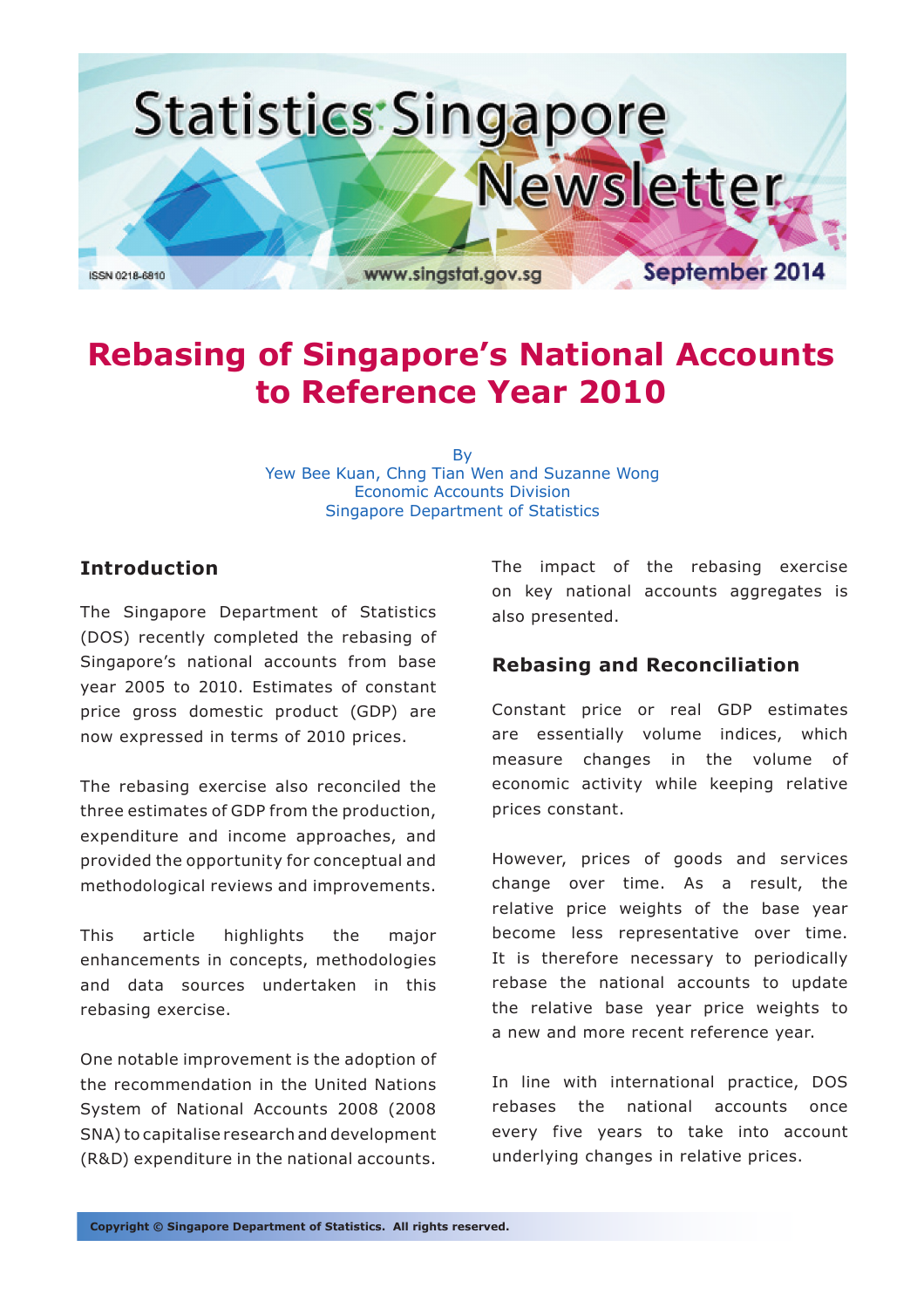Statistics Singapore Newsletter

ISSN 0218-6810 www.singstat.gov.sg September 2014

# Rebasing of Singapore's National Accounts to Reference Year 2010

By
Yew Bee Kuan, Chng Tian Wen and Suzanne Wong
Economic Accounts Division
Singapore Department of Statistics

## Introduction

The Singapore Department of Statistics (DOS) recently completed the rebasing of Singapore's national accounts from base year 2005 to 2010. Estimates of constant price gross domestic product (GDP) are now expressed in terms of 2010 prices.

The rebasing exercise also reconciled the three estimates of GDP from the production, expenditure and income approaches, and provided the opportunity for conceptual and methodological reviews and improvements.

This article highlights the major enhancements in concepts, methodologies and data sources undertaken in this rebasing exercise.

One notable improvement is the adoption of the recommendation in the United Nations System of National Accounts 2008 (2008 SNA) to capitalise research and development (R&D) expenditure in the national accounts.

The impact of the rebasing exercise on key national accounts aggregates is also presented.

## Rebasing and Reconciliation

Constant price or real GDP estimates are essentially volume indices, which measure changes in the volume of economic activity while keeping relative prices constant.

However, prices of goods and services change over time. As a result, the relative price weights of the base year become less representative over time. It is therefore necessary to periodically rebase the national accounts to update the relative base year price weights to a new and more recent reference year.

In line with international practice, DOS rebases the national accounts once every five years to take into account underlying changes in relative prices.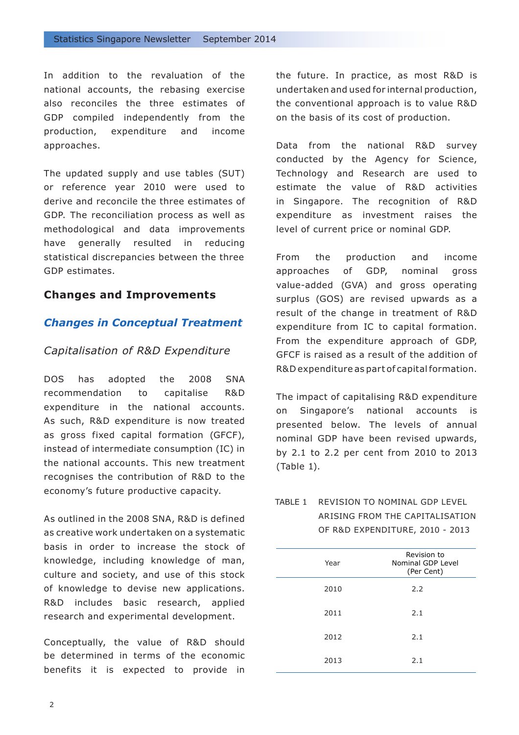In addition to the revaluation of the national accounts, the rebasing exercise also reconciles the three estimates of GDP compiled independently from the production, expenditure and income approaches.

The updated supply and use tables (SUT) or reference year 2010 were used to derive and reconcile the three estimates of GDP. The reconciliation process as well as methodological and data improvements have generally resulted in reducing statistical discrepancies between the three GDP estimates.

## Changes and Improvements

### *Changes in Conceptual Treatment*

#### *Capitalisation of R&D Expenditure*

DOS has adopted the 2008 SNA recommendation to capitalise R&D expenditure in the national accounts. As such, R&D expenditure is now treated as gross fixed capital formation (GFCF), instead of intermediate consumption (IC) in the national accounts. This new treatment recognises the contribution of R&D to the economy's future productive capacity.

As outlined in the 2008 SNA, R&D is defined as creative work undertaken on a systematic basis in order to increase the stock of knowledge, including knowledge of man, culture and society, and use of this stock of knowledge to devise new applications. R&D includes basic research, applied research and experimental development.

Conceptually, the value of R&D should be determined in terms of the economic benefits it is expected to provide in the future. In practice, as most R&D is undertaken and used for internal production, the conventional approach is to value R&D on the basis of its cost of production.

Data from the national R&D survey conducted by the Agency for Science, Technology and Research are used to estimate the value of R&D activities in Singapore. The recognition of R&D expenditure as investment raises the level of current price or nominal GDP.

From the production and income approaches of GDP, nominal gross value-added (GVA) and gross operating surplus (GOS) are revised upwards as a result of the change in treatment of R&D expenditure from IC to capital formation. From the expenditure approach of GDP, GFCF is raised as a result of the addition of R&D expenditure as part of capital formation.

The impact of capitalising R&D expenditure on Singapore's national accounts is presented below. The levels of annual nominal GDP have been revised upwards, by 2.1 to 2.2 per cent from 2010 to 2013 (Table 1).

TABLE 1 REVISION TO NOMINAL GDP LEVEL ARISING FROM THE CAPITALISATION OF R&D EXPENDITURE, 2010 - 2013

| Year | Revision to Nominal GDP Level (Per Cent) |
|---|---|
| 2010 | 2.2 |
| 2011 | 2.1 |
| 2012 | 2.1 |
| 2013 | 2.1 |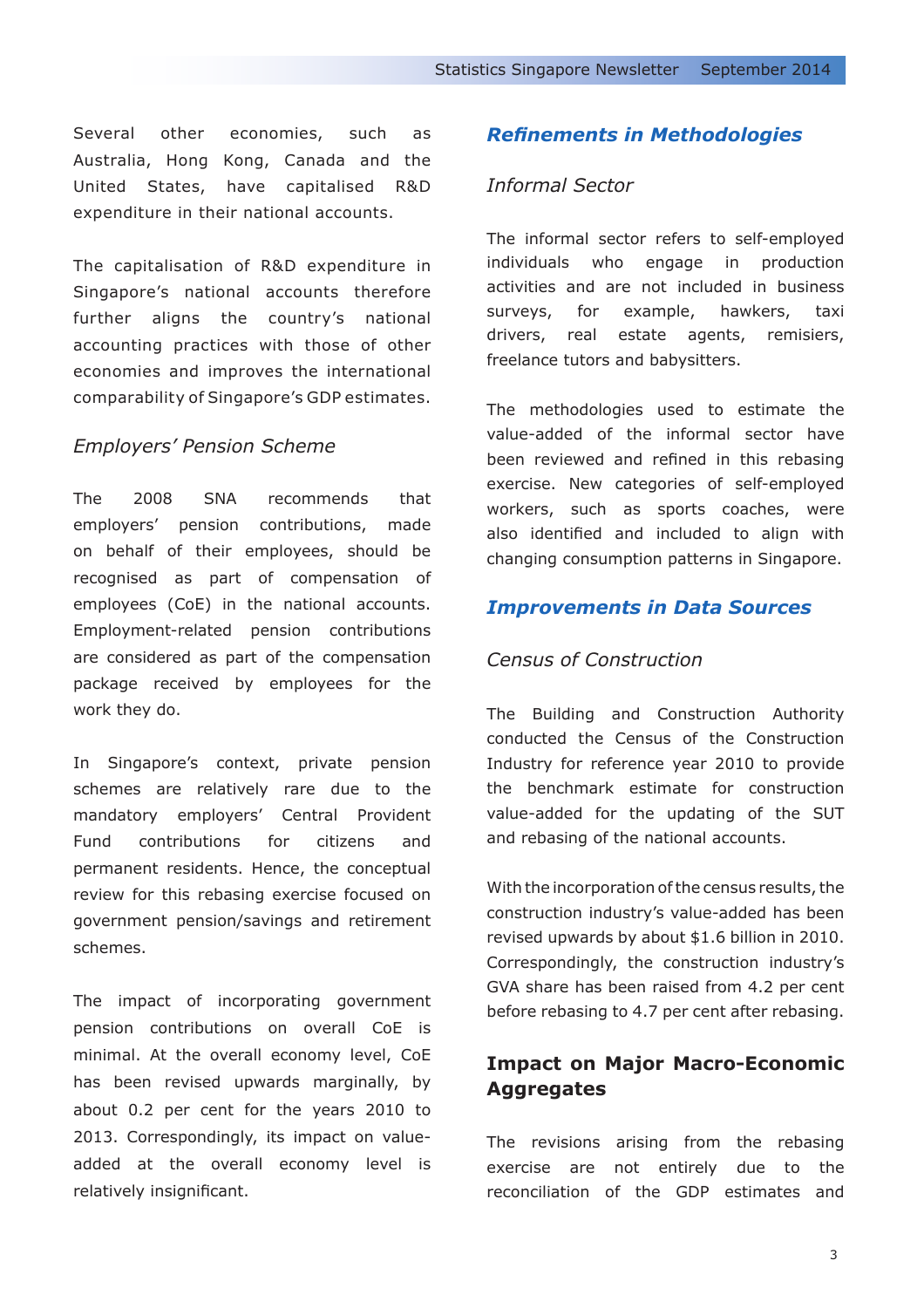Several other economies, such as Australia, Hong Kong, Canada and the United States, have capitalised R&D expenditure in their national accounts.

The capitalisation of R&D expenditure in Singapore's national accounts therefore further aligns the country's national accounting practices with those of other economies and improves the international comparability of Singapore's GDP estimates.

### *Employers' Pension Scheme*

The 2008 SNA recommends that employers' pension contributions, made on behalf of their employees, should be recognised as part of compensation of employees (CoE) in the national accounts. Employment-related pension contributions are considered as part of the compensation package received by employees for the work they do.

In Singapore's context, private pension schemes are relatively rare due to the mandatory employers' Central Provident Fund contributions for citizens and permanent residents. Hence, the conceptual review for this rebasing exercise focused on government pension/savings and retirement schemes.

The impact of incorporating government pension contributions on overall CoE is minimal. At the overall economy level, CoE has been revised upwards marginally, by about 0.2 per cent for the years 2010 to 2013. Correspondingly, its impact on value-added at the overall economy level is relatively insignificant.

## ***Refinements in Methodologies***

### *Informal Sector*

The informal sector refers to self-employed individuals who engage in production activities and are not included in business surveys, for example, hawkers, taxi drivers, real estate agents, remisiers, freelance tutors and babysitters.

The methodologies used to estimate the value-added of the informal sector have been reviewed and refined in this rebasing exercise. New categories of self-employed workers, such as sports coaches, were also identified and included to align with changing consumption patterns in Singapore.

## ***Improvements in Data Sources***

### *Census of Construction*

The Building and Construction Authority conducted the Census of the Construction Industry for reference year 2010 to provide the benchmark estimate for construction value-added for the updating of the SUT and rebasing of the national accounts.

With the incorporation of the census results, the construction industry's value-added has been revised upwards by about $1.6 billion in 2010. Correspondingly, the construction industry's GVA share has been raised from 4.2 per cent before rebasing to 4.7 per cent after rebasing.

## **Impact on Major Macro-Economic Aggregates**

The revisions arising from the rebasing exercise are not entirely due to the reconciliation of the GDP estimates and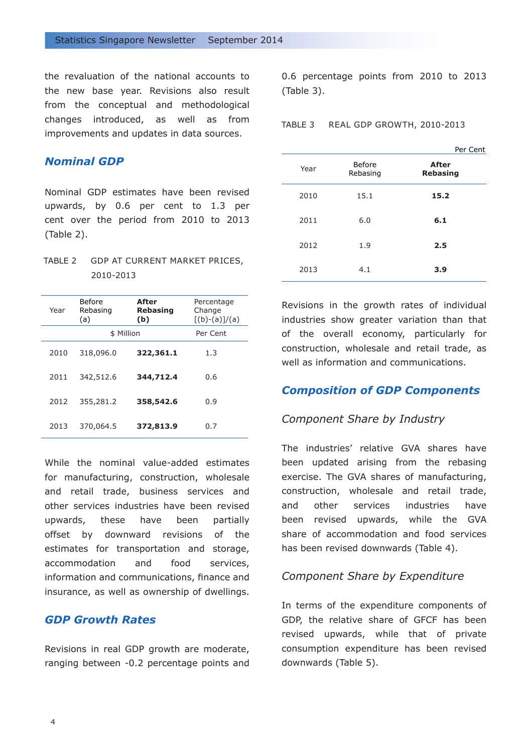the revaluation of the national accounts to the new base year. Revisions also result from the conceptual and methodological changes introduced, as well as from improvements and updates in data sources.

## *Nominal GDP*

Nominal GDP estimates have been revised upwards, by 0.6 per cent to 1.3 per cent over the period from 2010 to 2013 (Table 2).

TABLE 2 GDP AT CURRENT MARKET PRICES, 2010-2013

| Year | Before Rebasing (a) | **After Rebasing (b)** | Percentage Change [(b)-(a)]/(a) |
|---|---|---|---|
| | $ Million | | Per Cent |
| 2010 | 318,096.0 | **322,361.1** | 1.3 |
| 2011 | 342,512.6 | **344,712.4** | 0.6 |
| 2012 | 355,281.2 | **358,542.6** | 0.9 |
| 2013 | 370,064.5 | **372,813.9** | 0.7 |

While the nominal value-added estimates for manufacturing, construction, wholesale and retail trade, business services and other services industries have been revised upwards, these have been partially offset by downward revisions of the estimates for transportation and storage, accommodation and food services, information and communications, finance and insurance, as well as ownership of dwellings.

## *GDP Growth Rates*

Revisions in real GDP growth are moderate, ranging between -0.2 percentage points and 0.6 percentage points from 2010 to 2013 (Table 3).

TABLE 3 REAL GDP GROWTH, 2010-2013

Per Cent

| Year | Before Rebasing | **After Rebasing** |
|---|---|---|
| 2010 | 15.1 | **15.2** |
| 2011 | 6.0 | **6.1** |
| 2012 | 1.9 | **2.5** |
| 2013 | 4.1 | **3.9** |

Revisions in the growth rates of individual industries show greater variation than that of the overall economy, particularly for construction, wholesale and retail trade, as well as information and communications.

## *Composition of GDP Components*

### *Component Share by Industry*

The industries' relative GVA shares have been updated arising from the rebasing exercise. The GVA shares of manufacturing, construction, wholesale and retail trade, and other services industries have been revised upwards, while the GVA share of accommodation and food services has been revised downwards (Table 4).

### *Component Share by Expenditure*

In terms of the expenditure components of GDP, the relative share of GFCF has been revised upwards, while that of private consumption expenditure has been revised downwards (Table 5).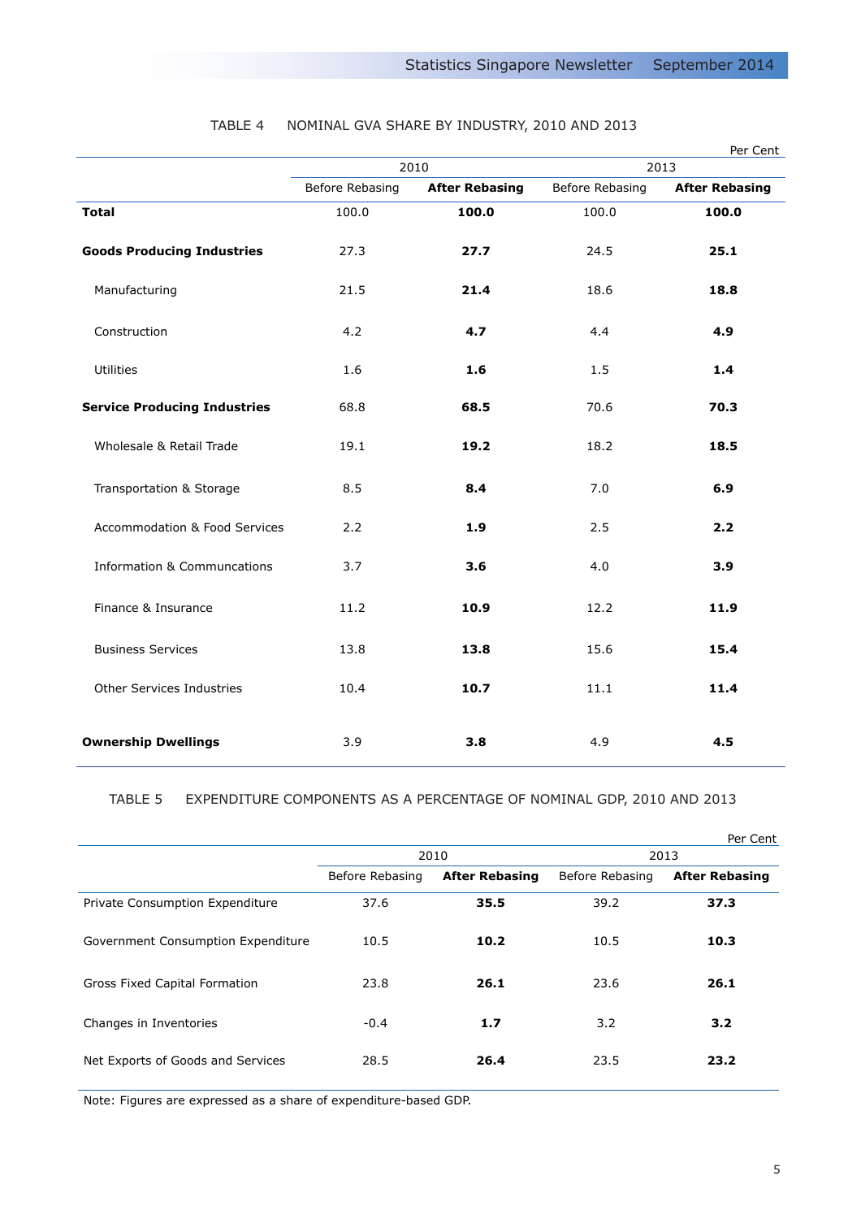TABLE 4 NOMINAL GVA SHARE BY INDUSTRY, 2010 AND 2013

Per Cent

| | 2010 | | 2013 | |
|---|---|---|---|---|
| | Before Rebasing | **After Rebasing** | Before Rebasing | **After Rebasing** |
| **Total** | 100.0 | **100.0** | 100.0 | **100.0** |
| **Goods Producing Industries** | 27.3 | **27.7** | 24.5 | **25.1** |
| Manufacturing | 21.5 | **21.4** | 18.6 | **18.8** |
| Construction | 4.2 | **4.7** | 4.4 | **4.9** |
| Utilities | 1.6 | **1.6** | 1.5 | **1.4** |
| **Service Producing Industries** | 68.8 | **68.5** | 70.6 | **70.3** |
| Wholesale & Retail Trade | 19.1 | **19.2** | 18.2 | **18.5** |
| Transportation & Storage | 8.5 | **8.4** | 7.0 | **6.9** |
| Accommodation & Food Services | 2.2 | **1.9** | 2.5 | **2.2** |
| Information & Communcations | 3.7 | **3.6** | 4.0 | **3.9** |
| Finance & Insurance | 11.2 | **10.9** | 12.2 | **11.9** |
| Business Services | 13.8 | **13.8** | 15.6 | **15.4** |
| Other Services Industries | 10.4 | **10.7** | 11.1 | **11.4** |
| **Ownership Dwellings** | 3.9 | **3.8** | 4.9 | **4.5** |

TABLE 5 EXPENDITURE COMPONENTS AS A PERCENTAGE OF NOMINAL GDP, 2010 AND 2013

Per Cent

| | 2010 | | 2013 | |
|---|---|---|---|---|
| | Before Rebasing | **After Rebasing** | Before Rebasing | **After Rebasing** |
| Private Consumption Expenditure | 37.6 | **35.5** | 39.2 | **37.3** |
| Government Consumption Expenditure | 10.5 | **10.2** | 10.5 | **10.3** |
| Gross Fixed Capital Formation | 23.8 | **26.1** | 23.6 | **26.1** |
| Changes in Inventories | -0.4 | **1.7** | 3.2 | **3.2** |
| Net Exports of Goods and Services | 28.5 | **26.4** | 23.5 | **23.2** |

Note: Figures are expressed as a share of expenditure-based GDP.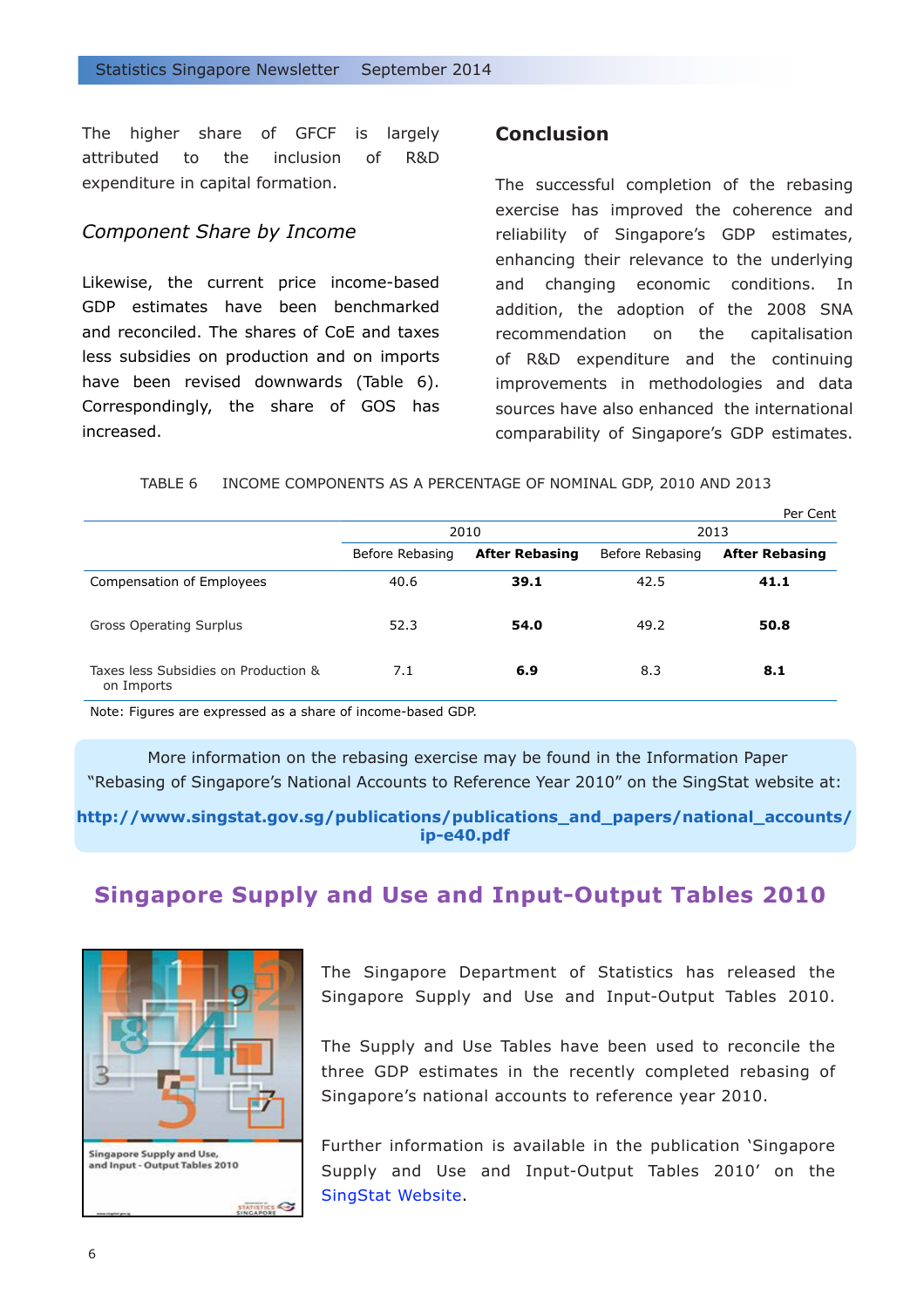The higher share of GFCF is largely attributed to the inclusion of R&D expenditure in capital formation.

### *Component Share by Income*

Likewise, the current price income-based GDP estimates have been benchmarked and reconciled. The shares of CoE and taxes less subsidies on production and on imports have been revised downwards (Table 6). Correspondingly, the share of GOS has increased.

## Conclusion

The successful completion of the rebasing exercise has improved the coherence and reliability of Singapore's GDP estimates, enhancing their relevance to the underlying and changing economic conditions. In addition, the adoption of the 2008 SNA recommendation on the capitalisation of R&D expenditure and the continuing improvements in methodologies and data sources have also enhanced the international comparability of Singapore's GDP estimates.

TABLE 6 INCOME COMPONENTS AS A PERCENTAGE OF NOMINAL GDP, 2010 AND 2013

Per Cent

| | 2010 | | 2013 | |
|---|---|---|---|---|
| | Before Rebasing | **After Rebasing** | Before Rebasing | **After Rebasing** |
| Compensation of Employees | 40.6 | **39.1** | 42.5 | **41.1** |
| Gross Operating Surplus | 52.3 | **54.0** | 49.2 | **50.8** |
| Taxes less Subsidies on Production & on Imports | 7.1 | **6.9** | 8.3 | **8.1** |

Note: Figures are expressed as a share of income-based GDP.

More information on the rebasing exercise may be found in the Information Paper "Rebasing of Singapore's National Accounts to Reference Year 2010" on the SingStat website at:

**http://www.singstat.gov.sg/publications/publications_and_papers/national_accounts/ip-e40.pdf**

## Singapore Supply and Use and Input-Output Tables 2010

Singapore Supply and Use, and Input - Output Tables 2010

The Singapore Department of Statistics has released the Singapore Supply and Use and Input-Output Tables 2010.

The Supply and Use Tables have been used to reconcile the three GDP estimates in the recently completed rebasing of Singapore's national accounts to reference year 2010.

Further information is available in the publication 'Singapore Supply and Use and Input-Output Tables 2010' on the SingStat Website.